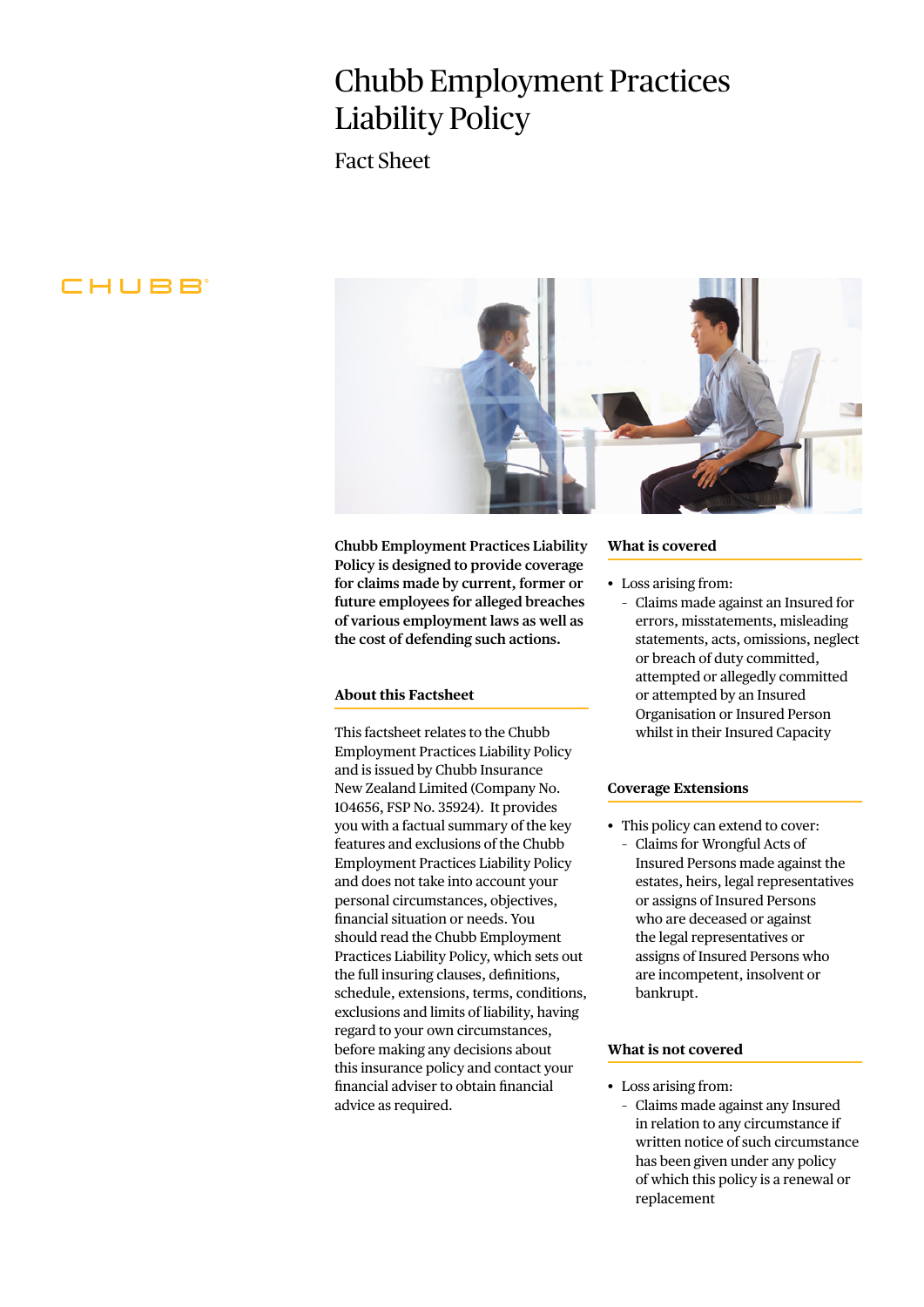# Chubb Employment Practices Liability Policy

Fact Sheet

**Chubb Employment Practices Liability Policy is designed to provide coverage for claims made by current, former or future employees for alleged breaches of various employment laws as well as the cost of defending such actions.**

## About this Factsheet

This factsheet relates to the Chubb Employment Practices Liability Policy and is issued by Chubb Insurance New Zealand Limited (Company No. 104656, FSP No. 35924). It provides you with a factual summary of the key features and exclusions of the Chubb Employment Practices Liability Policy and does not take into account your personal circumstances, objectives, financial situation or needs. You should read the Chubb Employment Practices Liability Policy, which sets out the full insuring clauses, definitions, schedule, extensions, terms, conditions, exclusions and limits of liability, having regard to your own circumstances, before making any decisions about this insurance policy and contact your financial adviser to obtain financial advice as required.

## What is covered

- Loss arising from:
  - Claims made against an Insured for errors, misstatements, misleading statements, acts, omissions, neglect or breach of duty committed, attempted or allegedly committed or attempted by an Insured Organisation or Insured Person whilst in their Insured Capacity

## Coverage Extensions

- This policy can extend to cover:
  - Claims for Wrongful Acts of Insured Persons made against the estates, heirs, legal representatives or assigns of Insured Persons who are deceased or against the legal representatives or assigns of Insured Persons who are incompetent, insolvent or bankrupt.

## What is not covered

- Loss arising from:
  - Claims made against any Insured in relation to any circumstance if written notice of such circumstance has been given under any policy of which this policy is a renewal or replacement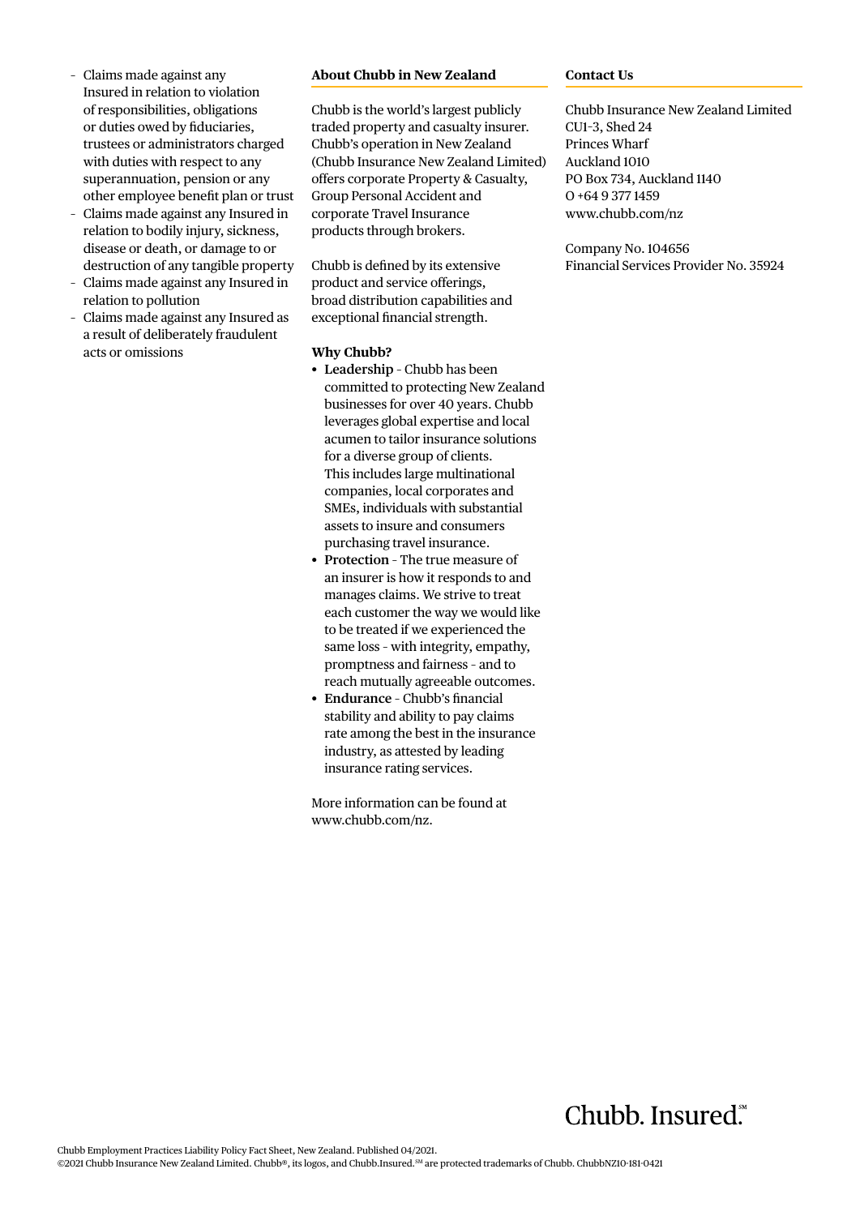- Claims made against any Insured in relation to violation of responsibilities, obligations or duties owed by fiduciaries, trustees or administrators charged with duties with respect to any superannuation, pension or any other employee benefit plan or trust
- Claims made against any Insured in relation to bodily injury, sickness, disease or death, or damage to or destruction of any tangible property
- Claims made against any Insured in relation to pollution
- Claims made against any Insured as a result of deliberately fraudulent acts or omissions

## About Chubb in New Zealand

Chubb is the world's largest publicly traded property and casualty insurer. Chubb's operation in New Zealand (Chubb Insurance New Zealand Limited) offers corporate Property & Casualty, Group Personal Accident and corporate Travel Insurance products through brokers.

Chubb is defined by its extensive product and service offerings, broad distribution capabilities and exceptional financial strength.

**Why Chubb?**

- **Leadership** – Chubb has been committed to protecting New Zealand businesses for over 40 years. Chubb leverages global expertise and local acumen to tailor insurance solutions for a diverse group of clients. This includes large multinational companies, local corporates and SMEs, individuals with substantial assets to insure and consumers purchasing travel insurance.
- **Protection** – The true measure of an insurer is how it responds to and manages claims. We strive to treat each customer the way we would like to be treated if we experienced the same loss – with integrity, empathy, promptness and fairness – and to reach mutually agreeable outcomes.
- **Endurance** – Chubb's financial stability and ability to pay claims rate among the best in the insurance industry, as attested by leading insurance rating services.

More information can be found at www.chubb.com/nz.

## Contact Us

Chubb Insurance New Zealand Limited
CU1-3, Shed 24
Princes Wharf
Auckland 1010
PO Box 734, Auckland 1140
O +64 9 377 1459
www.chubb.com/nz

Company No. 104656
Financial Services Provider No. 35924

Chubb. Insured.℠

Chubb Employment Practices Liability Policy Fact Sheet, New Zealand. Published 04/2021.
©2021 Chubb Insurance New Zealand Limited. Chubb®, its logos, and Chubb.Insured.℠ are protected trademarks of Chubb. ChubbNZ10-181-0421